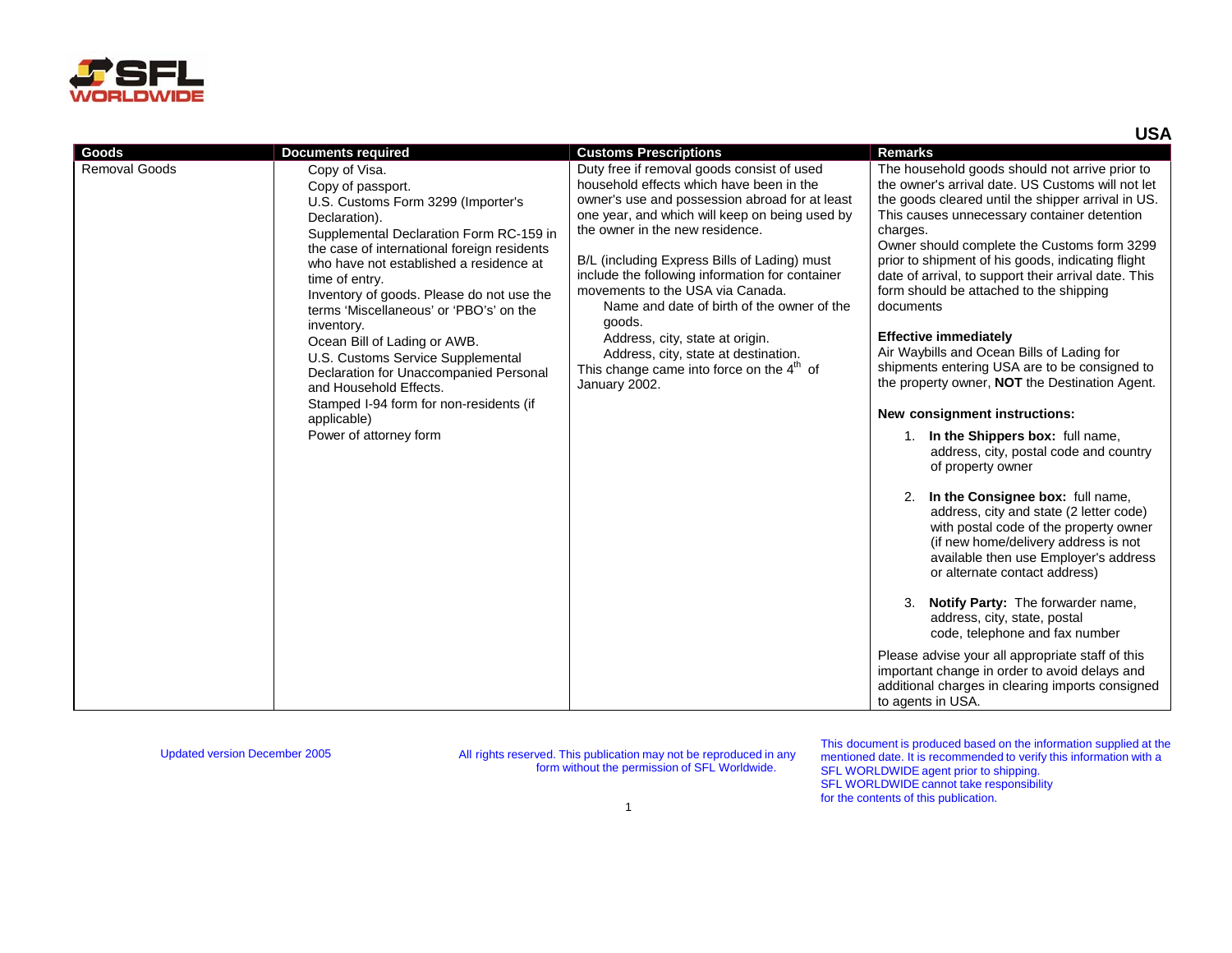SFL WORLDWIDE

## USA

| Goods | Documents required | Customs Prescriptions | Remarks |
| --- | --- | --- | --- |
| Removal Goods | Copy of Visa.<br>Copy of passport.<br>U.S. Customs Form 3299 (Importer's Declaration).<br>Supplemental Declaration Form RC-159 in the case of international foreign residents who have not established a residence at time of entry.<br>Inventory of goods. Please do not use the terms 'Miscellaneous' or 'PBO's' on the inventory.<br>Ocean Bill of Lading or AWB.<br>U.S. Customs Service Supplemental Declaration for Unaccompanied Personal and Household Effects.<br>Stamped I-94 form for non-residents (if applicable)<br>Power of attorney form | Duty free if removal goods consist of used household effects which have been in the owner's use and possession abroad for at least one year, and which will keep on being used by the owner in the new residence.<br><br>B/L (including Express Bills of Lading) must include the following information for container movements to the USA via Canada.<br>Name and date of birth of the owner of the goods.<br>Address, city, state at origin.<br>Address, city, state at destination.<br>This change came into force on the 4th of January 2002. | The household goods should not arrive prior to the owner's arrival date. US Customs will not let the goods cleared until the shipper arrival in US. This causes unnecessary container detention charges.<br>Owner should complete the Customs form 3299 prior to shipment of his goods, indicating flight date of arrival, to support their arrival date. This form should be attached to the shipping documents<br><br>**Effective immediately**<br>Air Waybills and Ocean Bills of Lading for shipments entering USA are to be consigned to the property owner, **NOT** the Destination Agent.<br><br>**New consignment instructions:**<br>1. **In the Shippers box:** full name, address, city, postal code and country of property owner<br>2. **In the Consignee box:** full name, address, city and state (2 letter code) with postal code of the property owner (if new home/delivery address is not available then use Employer's address or alternate contact address)<br>3. **Notify Party:** The forwarder name, address, city, state, postal code, telephone and fax number<br><br>Please advise your all appropriate staff of this important change in order to avoid delays and additional charges in clearing imports consigned to agents in USA. |

Updated version December 2005

All rights reserved. This publication may not be reproduced in any form without the permission of SFL Worldwide.

This document is produced based on the information supplied at the mentioned date. It is recommended to verify this information with a SFL WORLDWIDE agent prior to shipping. SFL WORLDWIDE cannot take responsibility for the contents of this publication.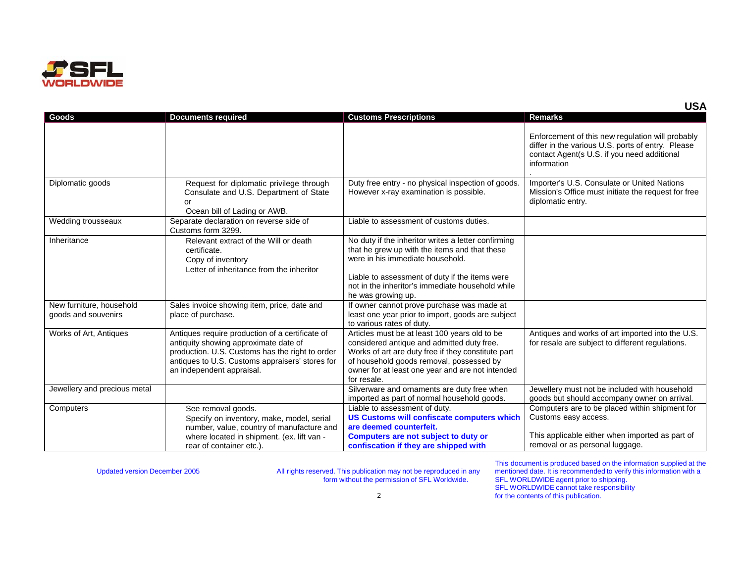## USA

| Goods | Documents required | Customs Prescriptions | Remarks |
|---|---|---|---|
| | | | Enforcement of this new regulation will probably differ in the various U.S. ports of entry. Please contact Agent(s U.S. if you need additional information . |
| Diplomatic goods | Request for diplomatic privilege through Consulate and U.S. Department of State or Ocean bill of Lading or AWB. | Duty free entry - no physical inspection of goods. However x-ray examination is possible. | Importer's U.S. Consulate or United Nations Mission's Office must initiate the request for free diplomatic entry. |
| Wedding trousseaux | Separate declaration on reverse side of Customs form 3299. | Liable to assessment of customs duties. | |
| Inheritance | Relevant extract of the Will or death certificate.<br>Copy of inventory<br>Letter of inheritance from the inheritor | No duty if the inheritor writes a letter confirming that he grew up with the items and that these were in his immediate household.<br><br>Liable to assessment of duty if the items were not in the inheritor's immediate household while he was growing up. | |
| New furniture, household goods and souvenirs | Sales invoice showing item, price, date and place of purchase. | If owner cannot prove purchase was made at least one year prior to import, goods are subject to various rates of duty. | |
| Works of Art, Antiques | Antiques require production of a certificate of antiquity showing approximate date of production. U.S. Customs has the right to order antiques to U.S. Customs appraisers' stores for an independent appraisal. | Articles must be at least 100 years old to be considered antique and admitted duty free. Works of art are duty free if they constitute part of household goods removal, possessed by owner for at least one year and are not intended for resale. | Antiques and works of art imported into the U.S. for resale are subject to different regulations. |
| Jewellery and precious metal | | Silverware and ornaments are duty free when imported as part of normal household goods. | Jewellery must not be included with household goods but should accompany owner on arrival. |
| Computers | See removal goods.<br>Specify on inventory, make, model, serial number, value, country of manufacture and where located in shipment. (ex. lift van - rear of container etc.). | Liable to assessment of duty.<br>**US Customs will confiscate computers which are deemed counterfeit.**<br>**Computers are not subject to duty or confiscation if they are shipped with** | Computers are to be placed within shipment for Customs easy access.<br><br>This applicable either when imported as part of removal or as personal luggage. |

Updated version December 2005

All rights reserved. This publication may not be reproduced in any form without the permission of SFL Worldwide.

This document is produced based on the information supplied at the mentioned date. It is recommended to verify this information with a SFL WORLDWIDE agent prior to shipping. SFL WORLDWIDE cannot take responsibility for the contents of this publication.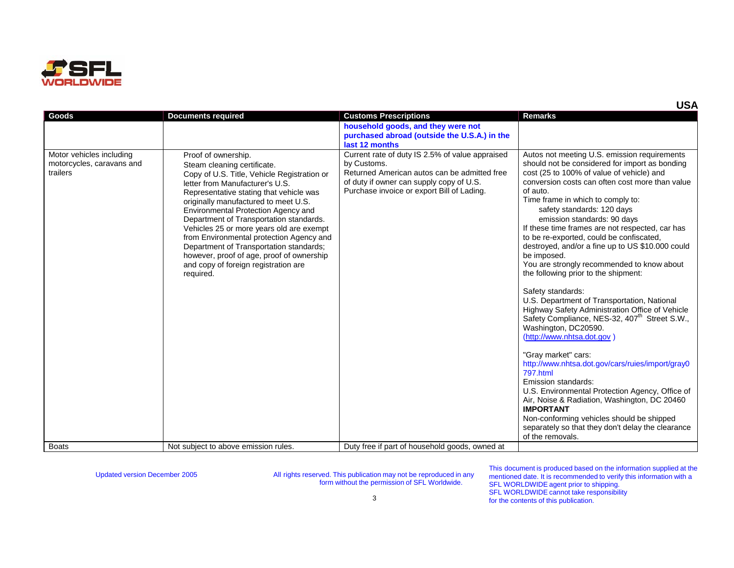USA

| Goods | Documents required | Customs Prescriptions | Remarks |
|---|---|---|---|
| | | **household goods, and they were not purchased abroad (outside the U.S.A.) in the last 12 months** | |
| Motor vehicles including motorcycles, caravans and trailers | Proof of ownership.<br>Steam cleaning certificate.<br>Copy of U.S. Title, Vehicle Registration or letter from Manufacturer's U.S. Representative stating that vehicle was originally manufactured to meet U.S. Environmental Protection Agency and Department of Transportation standards.<br>Vehicles 25 or more years old are exempt from Environmental protection Agency and Department of Transportation standards; however, proof of age, proof of ownership and copy of foreign registration are required. | Current rate of duty IS 2.5% of value appraised by Customs.<br>Returned American autos can be admitted free of duty if owner can supply copy of U.S. Purchase invoice or export Bill of Lading. | Autos not meeting U.S. emission requirements should not be considered for import as bonding cost (25 to 100% of value of vehicle) and conversion costs can often cost more than value of auto.<br>Time frame in which to comply to:<br>safety standards: 120 days<br>emission standards: 90 days<br>If these time frames are not respected, car has to be re-exported, could be confiscated, destroyed, and/or a fine up to US $10.000 could be imposed.<br>You are strongly recommended to know about the following prior to the shipment:<br><br>Safety standards:<br>U.S. Department of Transportation, National Highway Safety Administration Office of Vehicle Safety Compliance, NES-32, 407th Street S.W., Washington, DC20590.<br>(http://www.nhtsa.dot.gov )<br><br>"Gray market" cars:<br>http://www.nhtsa.dot.gov/cars/ruies/import/gray0797.html<br>Emission standards:<br>U.S. Environmental Protection Agency, Office of Air, Noise & Radiation, Washington, DC 20460<br>**IMPORTANT**<br>Non-conforming vehicles should be shipped separately so that they don't delay the clearance of the removals. |
| Boats | Not subject to above emission rules. | Duty free if part of household goods, owned at | |

Updated version December 2005

All rights reserved. This publication may not be reproduced in any form without the permission of SFL Worldwide.

This document is produced based on the information supplied at the mentioned date. It is recommended to verify this information with a SFL WORLDWIDE agent prior to shipping. SFL WORLDWIDE cannot take responsibility for the contents of this publication.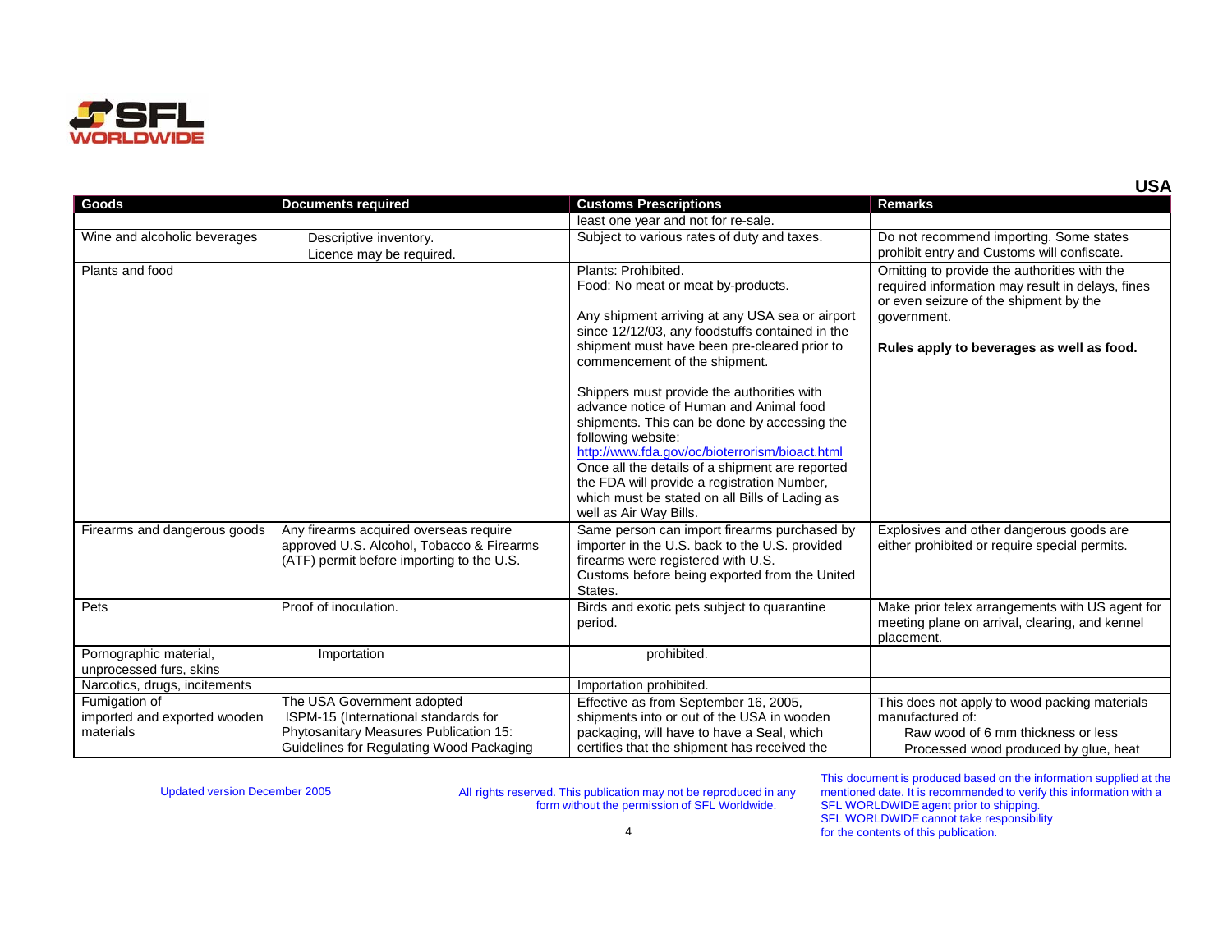**USA**

| Goods | Documents required | Customs Prescriptions | Remarks |
|---|---|---|---|
| | | least one year and not for re-sale. | |
| Wine and alcoholic beverages | Descriptive inventory. Licence may be required. | Subject to various rates of duty and taxes. | Do not recommend importing. Some states prohibit entry and Customs will confiscate. |
| Plants and food | | Plants: Prohibited. Food: No meat or meat by-products. <br><br> Any shipment arriving at any USA sea or airport since 12/12/03, any foodstuffs contained in the shipment must have been pre-cleared prior to commencement of the shipment. <br><br> Shippers must provide the authorities with advance notice of Human and Animal food shipments. This can be done by accessing the following website: http://www.fda.gov/oc/bioterrorism/bioact.html Once all the details of a shipment are reported the FDA will provide a registration Number, which must be stated on all Bills of Lading as well as Air Way Bills. | Omitting to provide the authorities with the required information may result in delays, fines or even seizure of the shipment by the government. <br><br> **Rules apply to beverages as well as food.** |
| Firearms and dangerous goods | Any firearms acquired overseas require approved U.S. Alcohol, Tobacco & Firearms (ATF) permit before importing to the U.S. | Same person can import firearms purchased by importer in the U.S. back to the U.S. provided firearms were registered with U.S. Customs before being exported from the United States. | Explosives and other dangerous goods are either prohibited or require special permits. |
| Pets | Proof of inoculation. | Birds and exotic pets subject to quarantine period. | Make prior telex arrangements with US agent for meeting plane on arrival, clearing, and kennel placement. |
| Pornographic material, unprocessed furs, skins | Importation | prohibited. | |
| Narcotics, drugs, incitements | | Importation prohibited. | |
| Fumigation of imported and exported wooden materials | The USA Government adopted ISPM-15 (International standards for Phytosanitary Measures Publication 15: Guidelines for Regulating Wood Packaging | Effective as from September 16, 2005, shipments into or out of the USA in wooden packaging, will have to have a Seal, which certifies that the shipment has received the | This does not apply to wood packing materials manufactured of: Raw wood of 6 mm thickness or less Processed wood produced by glue, heat |

Updated version December 2005

All rights reserved. This publication may not be reproduced in any form without the permission of SFL Worldwide.

This document is produced based on the information supplied at the mentioned date. It is recommended to verify this information with a SFL WORLDWIDE agent prior to shipping. SFL WORLDWIDE cannot take responsibility for the contents of this publication.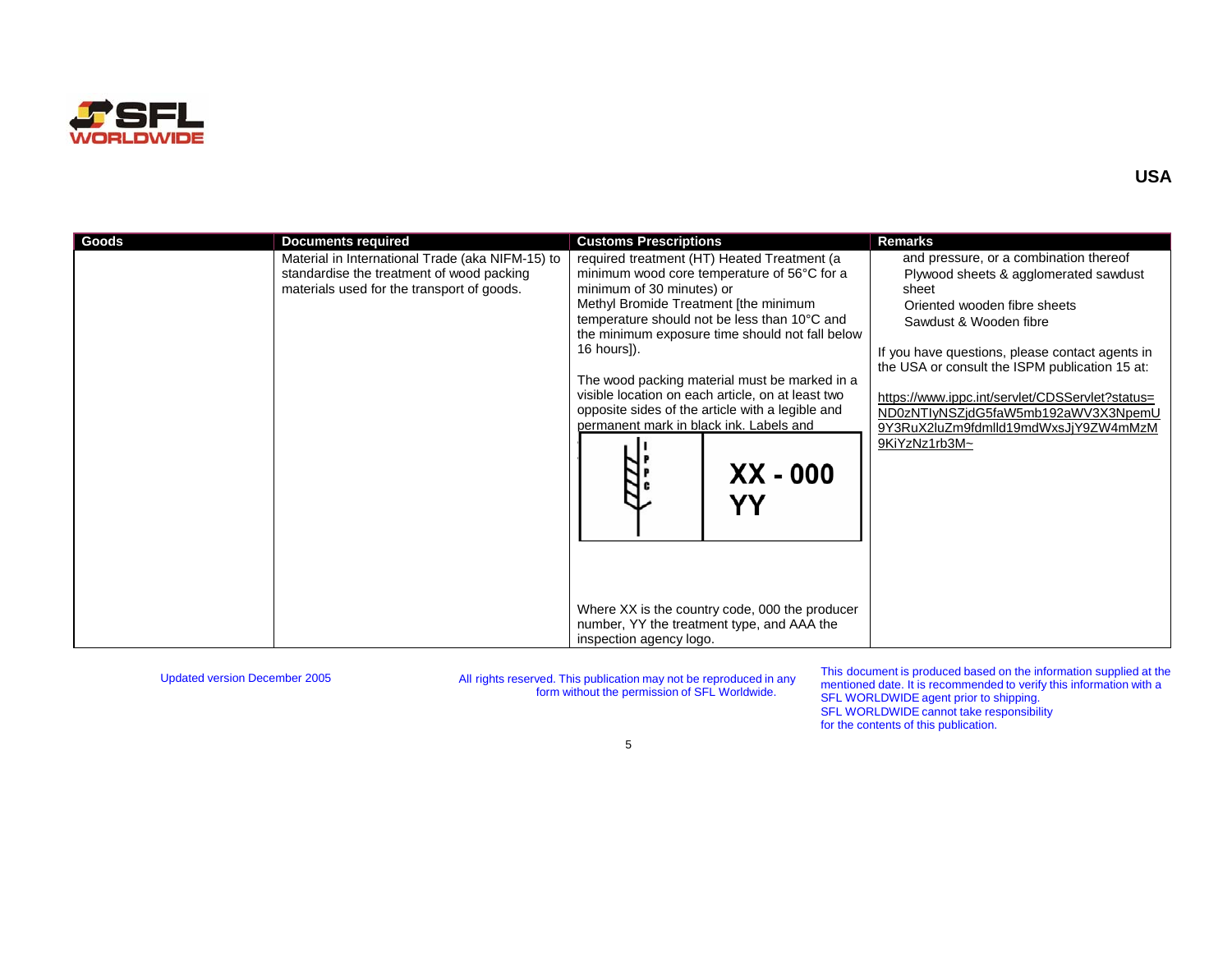**USA**

| Goods | Documents required | Customs Prescriptions | Remarks |
| --- | --- | --- | --- |
| | Material in International Trade (aka NIFM-15) to standardise the treatment of wood packing materials used for the transport of goods. | required treatment (HT) Heated Treatment (a minimum wood core temperature of 56°C for a minimum of 30 minutes) or<br>Methyl Bromide Treatment [the minimum temperature should not be less than 10°C and the minimum exposure time should not fall below 16 hours]).<br><br>The wood packing material must be marked in a visible location on each article, on at least two opposite sides of the article with a legible and permanent mark in black ink. Labels and<br><br>IPPC XX - 000 YY<br><br>Where XX is the country code, 000 the producer number, YY the treatment type, and AAA the inspection agency logo. | and pressure, or a combination thereof<br>Plywood sheets & agglomerated sawdust sheet<br>Oriented wooden fibre sheets<br>Sawdust & Wooden fibre<br><br>If you have questions, please contact agents in the USA or consult the ISPM publication 15 at:<br><br>https://www.ippc.int/servlet/CDSServlet?status=ND0zNTIyNSZjdG5faW5mb192aWV3X3NpemU9Y3RuX2luZm9fdmlld19mdWxsJjY9ZW4mMzM9KiYzNz1rb3M~ |

Updated version December 2005

All rights reserved. This publication may not be reproduced in any form without the permission of SFL Worldwide.

This document is produced based on the information supplied at the mentioned date. It is recommended to verify this information with a SFL WORLDWIDE agent prior to shipping. SFL WORLDWIDE cannot take responsibility for the contents of this publication.